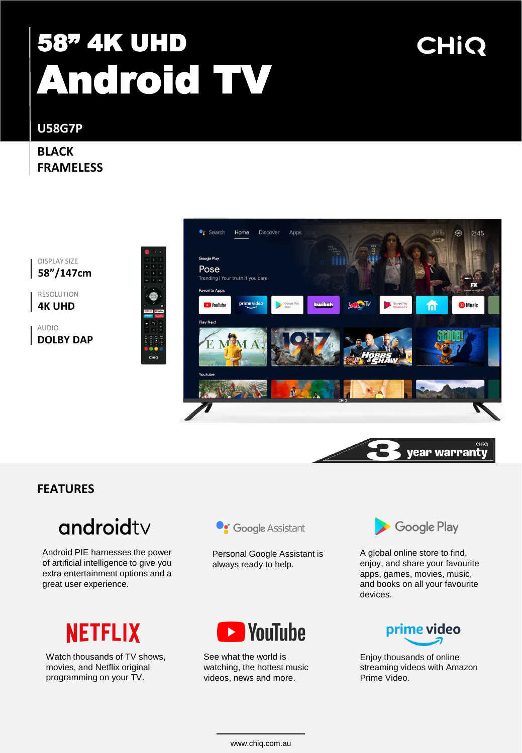# 58" 4K UHD Android TV

CHiQ

## U58G7P

**BLACK FRAMELESS**

DISPLAY SIZE
**58"/147cm**

RESOLUTION
**4K UHD**

AUDIO
**DOLBY DAP**

3 year warranty

## FEATURES

### androidtv

Android PIE harnesses the power of artificial intelligence to give you extra entertainment options and a great user experience.

### Google Assistant

Personal Google Assistant is always ready to help.

### Google Play

A global online store to find, enjoy, and share your favourite apps, games, movies, music, and books on all your favourite devices.

### NETFLIX

Watch thousands of TV shows, movies, and Netflix original programming on your TV.

### YouTube

See what the world is watching, the hottest music videos, news and more.

### prime video

Enjoy thousands of online streaming videos with Amazon Prime Video.

www.chiq.com.au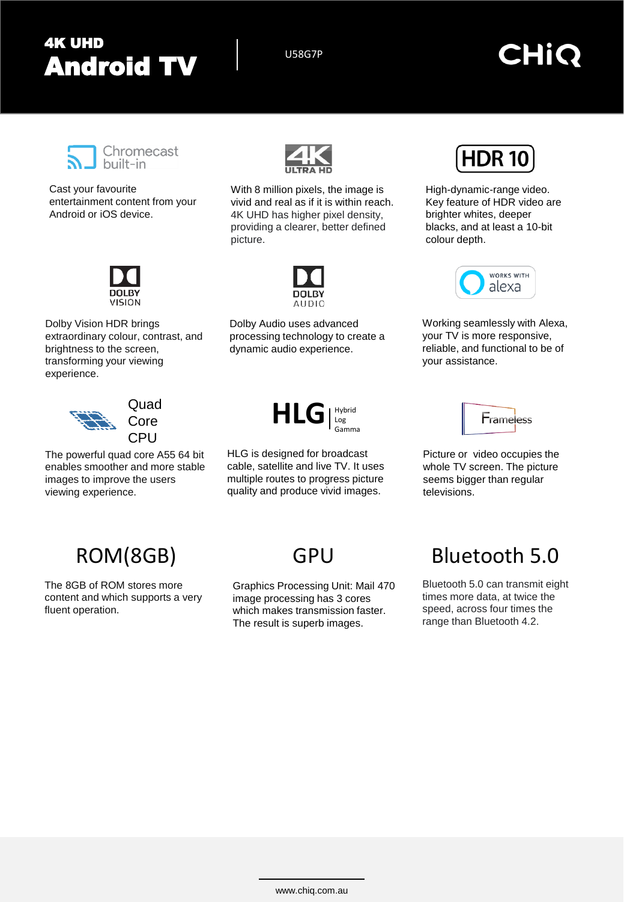# 4K UHD Android TV

U58G7P

CHiQ

### Chromecast built-in

Cast your favourite entertainment content from your Android or iOS device.

### 4K ULTRA HD

With 8 million pixels, the image is vivid and real as if it is within reach. 4K UHD has higher pixel density, providing a clearer, better defined picture.

### HDR 10

High-dynamic-range video. Key feature of HDR video are brighter whites, deeper blacks, and at least a 10-bit colour depth.

### DOLBY VISION

Dolby Vision HDR brings extraordinary colour, contrast, and brightness to the screen, transforming your viewing experience.

### DOLBY AUDIO

Dolby Audio uses advanced processing technology to create a dynamic audio experience.

### WORKS WITH alexa

Working seamlessly with Alexa, your TV is more responsive, reliable, and functional to be of your assistance.

### Quad Core CPU

The powerful quad core A55 64 bit enables smoother and more stable images to improve the users viewing experience.

### HLG Hybrid Log Gamma

HLG is designed for broadcast cable, satellite and live TV. It uses multiple routes to progress picture quality and produce vivid images.

### Frameless

Picture or video occupies the whole TV screen. The picture seems bigger than regular televisions.

## ROM(8GB)

The 8GB of ROM stores more content and which supports a very fluent operation.

## GPU

Graphics Processing Unit: Mail 470 image processing has 3 cores which makes transmission faster. The result is superb images.

## Bluetooth 5.0

Bluetooth 5.0 can transmit eight times more data, at twice the speed, across four times the range than Bluetooth 4.2.

www.chiq.com.au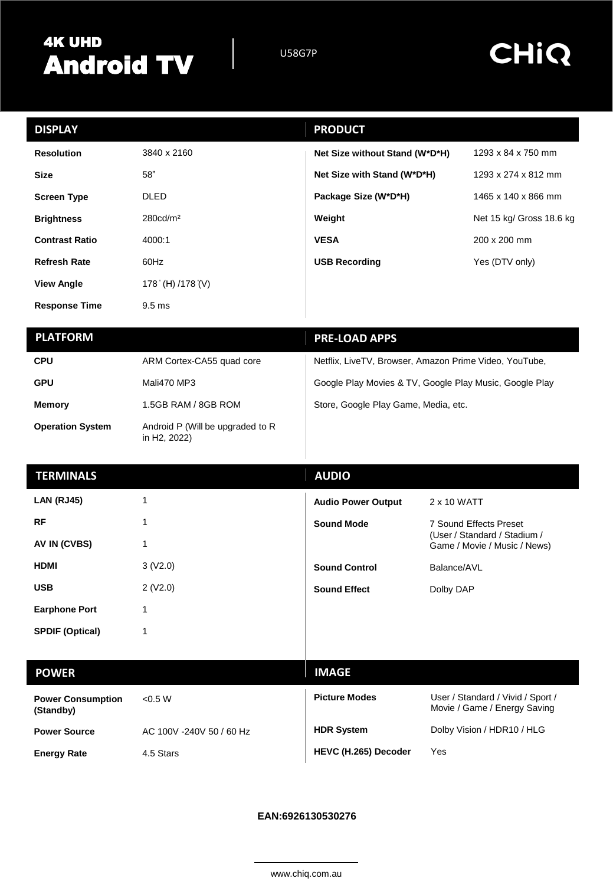# 4K UHD Android TV

U58G7P

CHiQ

## DISPLAY

| | |
|---|---|
| **Resolution** | 3840 x 2160 |
| **Size** | 58” |
| **Screen Type** | DLED |
| **Brightness** | 280cd/m² |
| **Contrast Ratio** | 4000:1 |
| **Refresh Rate** | 60Hz |
| **View Angle** | 178˚(H) /178˚(V) |
| **Response Time** | 9.5 ms |

## PRODUCT

| | |
|---|---|
| **Net Size without Stand (W*D*H)** | 1293 x 84 x 750 mm |
| **Net Size with Stand (W*D*H)** | 1293 x 274 x 812 mm |
| **Package Size (W*D*H)** | 1465 x 140 x 866 mm |
| **Weight** | Net 15 kg/ Gross 18.6 kg |
| **VESA** | 200 x 200 mm |
| **USB Recording** | Yes (DTV only) |

## PLATFORM

| | |
|---|---|
| **CPU** | ARM Cortex-CA55 quad core |
| **GPU** | Mali470 MP3 |
| **Memory** | 1.5GB RAM / 8GB ROM |
| **Operation System** | Android P (Will be upgraded to R in H2, 2022) |

## PRE-LOAD APPS

Netflix, LiveTV, Browser, Amazon Prime Video, YouTube, Google Play Movies & TV, Google Play Music, Google Play Store, Google Play Game, Media, etc.

## TERMINALS

| | |
|---|---|
| **LAN (RJ45)** | 1 |
| **RF** | 1 |
| **AV IN (CVBS)** | 1 |
| **HDMI** | 3 (V2.0) |
| **USB** | 2 (V2.0) |
| **Earphone Port** | 1 |
| **SPDIF (Optical)** | 1 |

## AUDIO

| | |
|---|---|
| **Audio Power Output** | 2 x 10 WATT |
| **Sound Mode** | 7 Sound Effects Preset (User / Standard / Stadium / Game / Movie / Music / News) |
| **Sound Control** | Balance/AVL |
| **Sound Effect** | Dolby DAP |

## POWER

| | |
|---|---|
| **Power Consumption (Standby)** | <0.5 W |
| **Power Source** | AC 100V -240V 50 / 60 Hz |
| **Energy Rate** | 4.5 Stars |

## IMAGE

| | |
|---|---|
| **Picture Modes** | User / Standard / Vivid / Sport / Movie / Game / Energy Saving |
| **HDR System** | Dolby Vision / HDR10 / HLG |
| **HEVC (H.265) Decoder** | Yes |

**EAN:6926130530276**

www.chiq.com.au